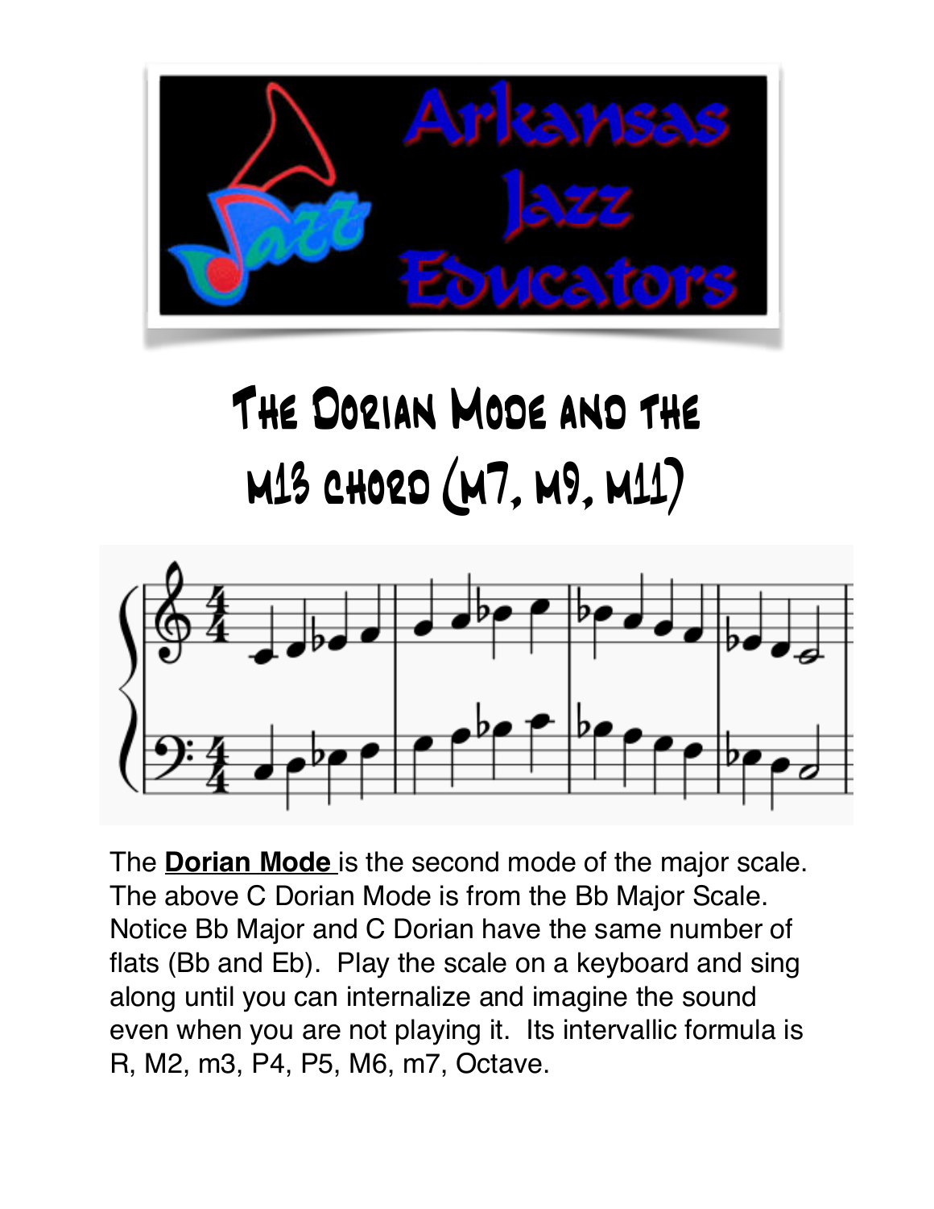# The Dorian Mode and the m13 chord (m7, m9, m11)

The **Dorian Mode** is the second mode of the major scale. The above C Dorian Mode is from the Bb Major Scale. Notice Bb Major and C Dorian have the same number of flats (Bb and Eb). Play the scale on a keyboard and sing along until you can internalize and imagine the sound even when you are not playing it. Its intervallic formula is R, M2, m3, P4, P5, M6, m7, Octave.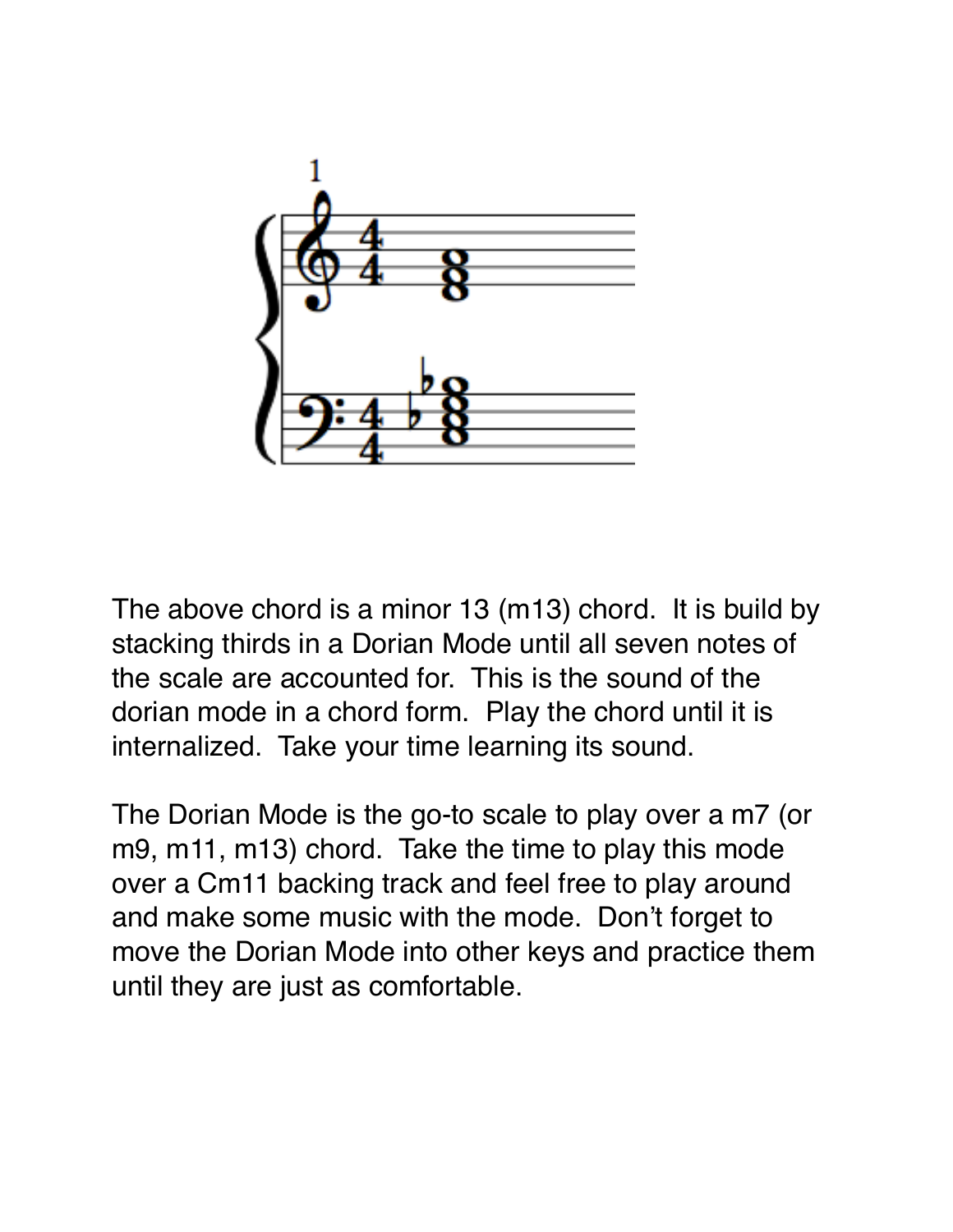The above chord is a minor 13 (m13) chord.  It is build by stacking thirds in a Dorian Mode until all seven notes of the scale are accounted for.  This is the sound of the dorian mode in a chord form.  Play the chord until it is internalized.  Take your time learning its sound.

The Dorian Mode is the go-to scale to play over a m7 (or m9, m11, m13) chord.  Take the time to play this mode over a Cm11 backing track and feel free to play around and make some music with the mode.  Don't forget to move the Dorian Mode into other keys and practice them until they are just as comfortable.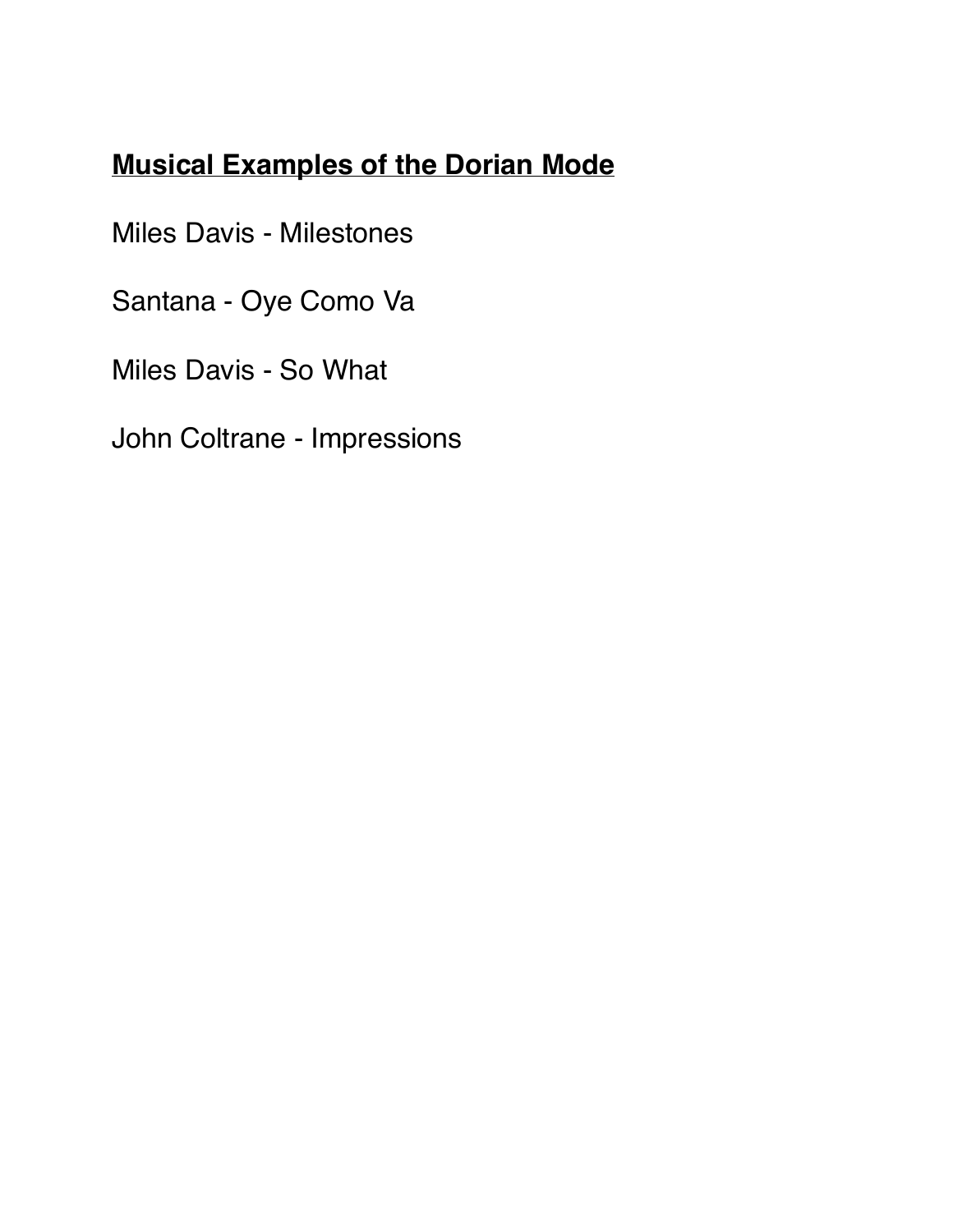**<u>Musical Examples of the Dorian Mode</u>**

Miles Davis - Milestones

Santana - Oye Como Va

Miles Davis - So What

John Coltrane - Impressions